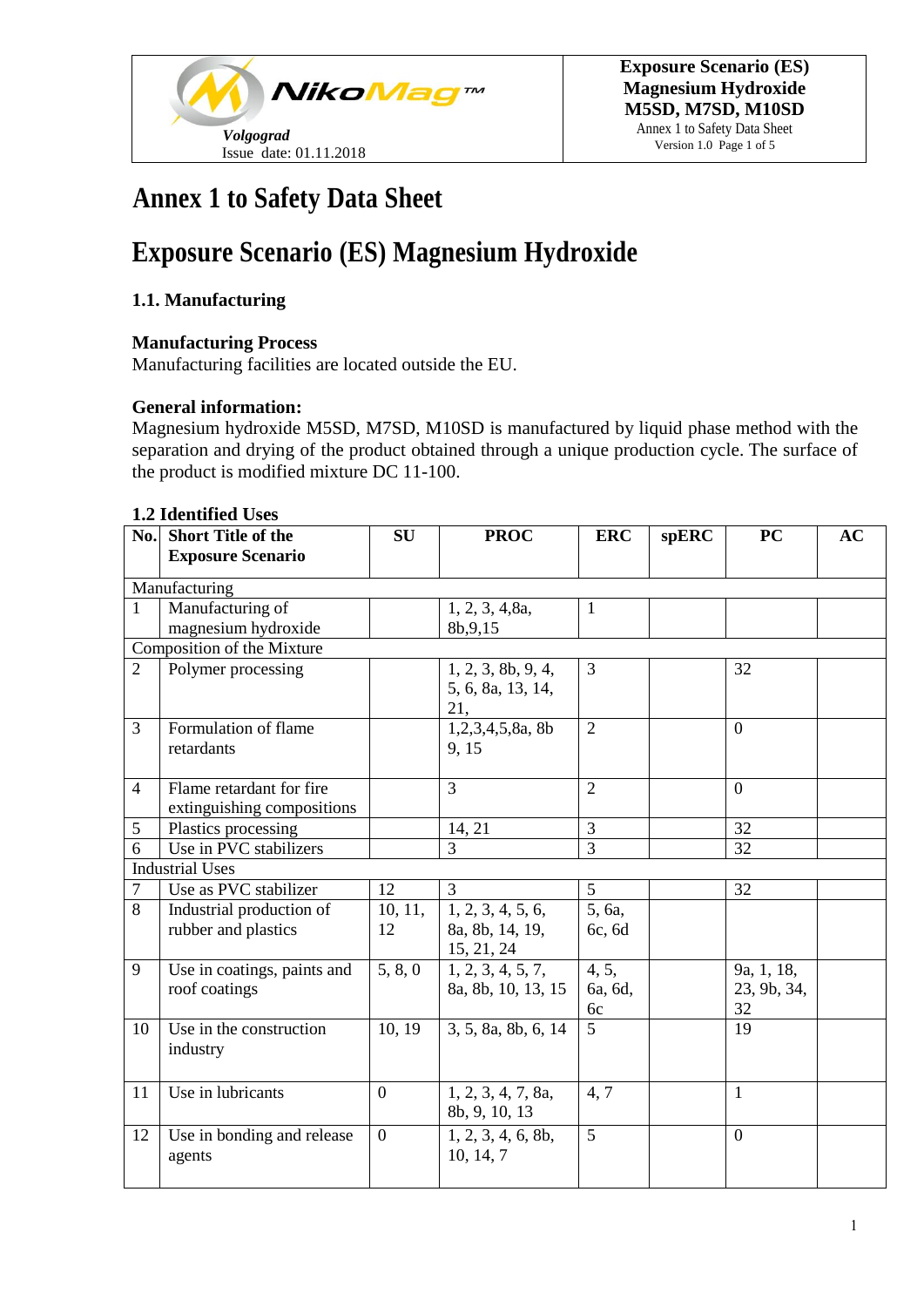# Annex 1 to Safety Data Sheet

# Exposure Scenario (ES) Magnesium Hydroxide

### 1.1. Manufacturing

**Manufacturing Process**

Manufacturing facilities are located outside the EU.

**General information:**

Magnesium hydroxide M5SD, M7SD, M10SD is manufactured by liquid phase method with the separation and drying of the product obtained through a unique production cycle. The surface of the product is modified mixture DC 11-100.

### 1.2 Identified Uses

| No. | Short Title of the Exposure Scenario | SU | PROC | ERC | spERC | PC | AC |
|---|---|---|---|---|---|---|---|
| Manufacturing | | | | | | | |
| 1 | Manufacturing of magnesium hydroxide | | 1, 2, 3, 4,8a, 8b,9,15 | 1 | | | |
| Composition of the Mixture | | | | | | | |
| 2 | Polymer processing | | 1, 2, 3, 8b, 9, 4, 5, 6, 8a, 13, 14, 21, | 3 | | 32 | |
| 3 | Formulation of flame retardants | | 1,2,3,4,5,8a, 8b 9, 15 | 2 | | 0 | |
| 4 | Flame retardant for fire extinguishing compositions | | 3 | 2 | | 0 | |
| 5 | Plastics processing | | 14, 21 | 3 | | 32 | |
| 6 | Use in PVC stabilizers | | 3 | 3 | | 32 | |
| Industrial Uses | | | | | | | |
| 7 | Use as PVC stabilizer | 12 | 3 | 5 | | 32 | |
| 8 | Industrial production of rubber and plastics | 10, 11, 12 | 1, 2, 3, 4, 5, 6, 8a, 8b, 14, 19, 15, 21, 24 | 5, 6a, 6c, 6d | | | |
| 9 | Use in coatings, paints and roof coatings | 5, 8, 0 | 1, 2, 3, 4, 5, 7, 8a, 8b, 10, 13, 15 | 4, 5, 6a, 6d, 6c | | 9a, 1, 18, 23, 9b, 34, 32 | |
| 10 | Use in the construction industry | 10, 19 | 3, 5, 8a, 8b, 6, 14 | 5 | | 19 | |
| 11 | Use in lubricants | 0 | 1, 2, 3, 4, 7, 8a, 8b, 9, 10, 13 | 4, 7 | | 1 | |
| 12 | Use in bonding and release agents | 0 | 1, 2, 3, 4, 6, 8b, 10, 14, 7 | 5 | | 0 | |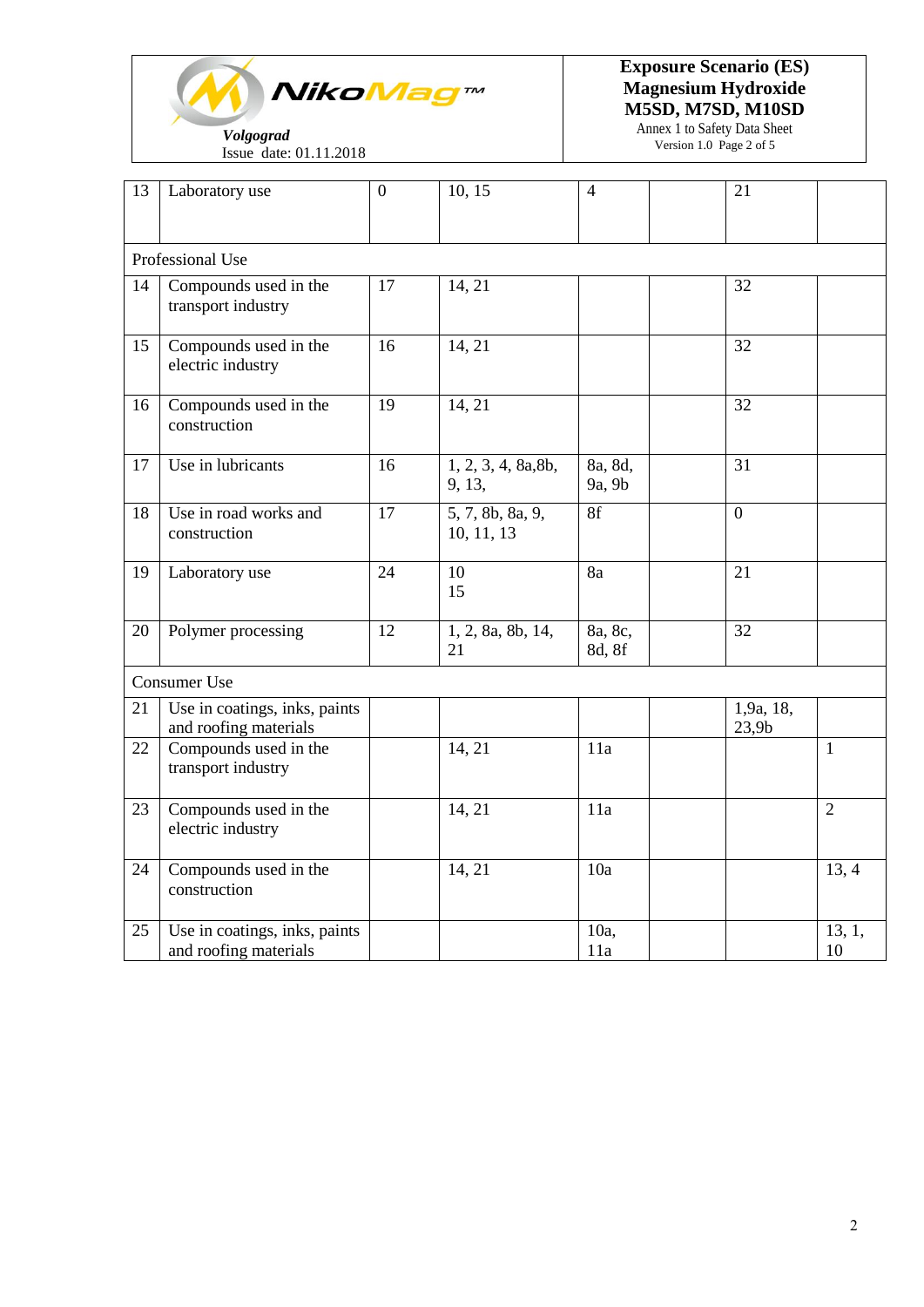| | | | | | | | |
|---|---|---|---|---|---|---|---|
| 13 | Laboratory use | 0 | 10, 15 | 4 | | 21 | |
| Professional Use | | | | | | | |
| 14 | Compounds used in the transport industry | 17 | 14, 21 | | | 32 | |
| 15 | Compounds used in the electric industry | 16 | 14, 21 | | | 32 | |
| 16 | Compounds used in the construction | 19 | 14, 21 | | | 32 | |
| 17 | Use in lubricants | 16 | 1, 2, 3, 4, 8a,8b, 9, 13, | 8a, 8d, 9a, 9b | | 31 | |
| 18 | Use in road works and construction | 17 | 5, 7, 8b, 8a, 9, 10, 11, 13 | 8f | | 0 | |
| 19 | Laboratory use | 24 | 10 15 | 8a | | 21 | |
| 20 | Polymer processing | 12 | 1, 2, 8a, 8b, 14, 21 | 8a, 8c, 8d, 8f | | 32 | |
| Consumer Use | | | | | | | |
| 21 | Use in coatings, inks, paints and roofing materials | | | | | 1,9a, 18, 23,9b | |
| 22 | Compounds used in the transport industry | | 14, 21 | 11a | | | 1 |
| 23 | Compounds used in the electric industry | | 14, 21 | 11a | | | 2 |
| 24 | Compounds used in the construction | | 14, 21 | 10a | | | 13, 4 |
| 25 | Use in coatings, inks, paints and roofing materials | | | 10a, 11a | | | 13, 1, 10 |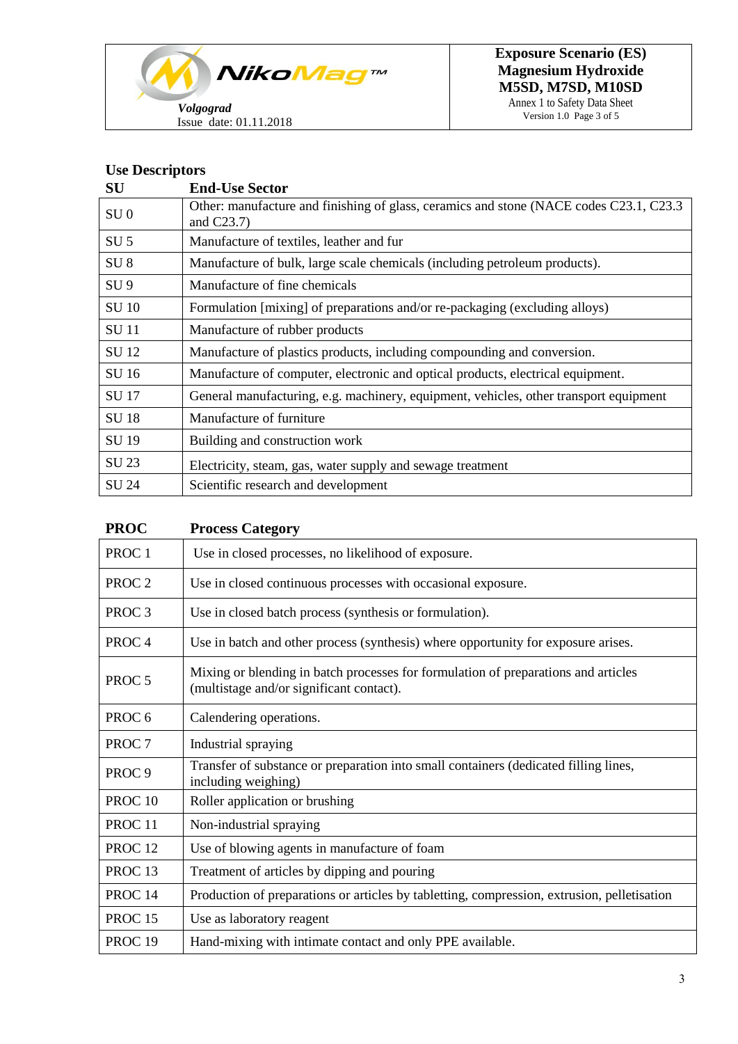## Use Descriptors

| SU | End-Use Sector |
|---|---|
| SU 0 | Other: manufacture and finishing of glass, ceramics and stone (NACE codes C23.1, C23.3 and C23.7) |
| SU 5 | Manufacture of textiles, leather and fur |
| SU 8 | Manufacture of bulk, large scale chemicals (including petroleum products). |
| SU 9 | Manufacture of fine chemicals |
| SU 10 | Formulation [mixing] of preparations and/or re-packaging (excluding alloys) |
| SU 11 | Manufacture of rubber products |
| SU 12 | Manufacture of plastics products, including compounding and conversion. |
| SU 16 | Manufacture of computer, electronic and optical products, electrical equipment. |
| SU 17 | General manufacturing, e.g. machinery, equipment, vehicles, other transport equipment |
| SU 18 | Manufacture of furniture |
| SU 19 | Building and construction work |
| SU 23 | Electricity, steam, gas, water supply and sewage treatment |
| SU 24 | Scientific research and development |

| PROC | Process Category |
|---|---|
| PROC 1 | Use in closed processes, no likelihood of exposure. |
| PROC 2 | Use in closed continuous processes with occasional exposure. |
| PROC 3 | Use in closed batch process (synthesis or formulation). |
| PROC 4 | Use in batch and other process (synthesis) where opportunity for exposure arises. |
| PROC 5 | Mixing or blending in batch processes for formulation of preparations and articles (multistage and/or significant contact). |
| PROC 6 | Calendering operations. |
| PROC 7 | Industrial spraying |
| PROC 9 | Transfer of substance or preparation into small containers (dedicated filling lines, including weighing) |
| PROC 10 | Roller application or brushing |
| PROC 11 | Non-industrial spraying |
| PROC 12 | Use of blowing agents in manufacture of foam |
| PROC 13 | Treatment of articles by dipping and pouring |
| PROC 14 | Production of preparations or articles by tabletting, compression, extrusion, pelletisation |
| PROC 15 | Use as laboratory reagent |
| PROC 19 | Hand-mixing with intimate contact and only PPE available. |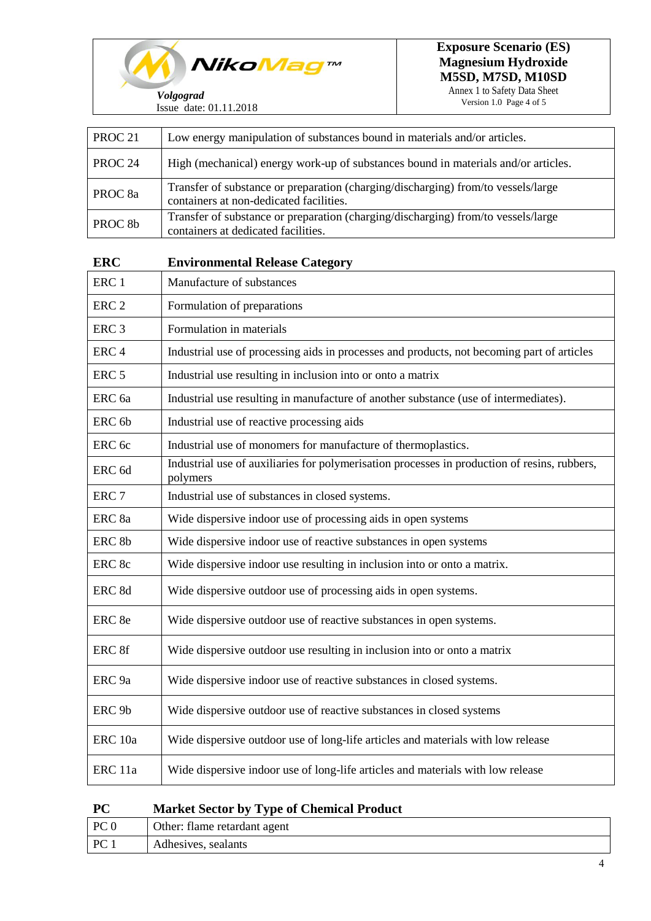| PROC 21 | Low energy manipulation of substances bound in materials and/or articles. |
|---|---|
| PROC 24 | High (mechanical) energy work-up of substances bound in materials and/or articles. |
| PROC 8a | Transfer of substance or preparation (charging/discharging) from/to vessels/large containers at non-dedicated facilities. |
| PROC 8b | Transfer of substance or preparation (charging/discharging) from/to vessels/large containers at dedicated facilities. |

| **ERC** | **Environmental Release Category** |
|---|---|
| ERC 1 | Manufacture of substances |
| ERC 2 | Formulation of preparations |
| ERC 3 | Formulation in materials |
| ERC 4 | Industrial use of processing aids in processes and products, not becoming part of articles |
| ERC 5 | Industrial use resulting in inclusion into or onto a matrix |
| ERC 6a | Industrial use resulting in manufacture of another substance (use of intermediates). |
| ERC 6b | Industrial use of reactive processing aids |
| ERC 6c | Industrial use of monomers for manufacture of thermoplastics. |
| ERC 6d | Industrial use of auxiliaries for polymerisation processes in production of resins, rubbers, polymers |
| ERC 7 | Industrial use of substances in closed systems. |
| ERC 8a | Wide dispersive indoor use of processing aids in open systems |
| ERC 8b | Wide dispersive indoor use of reactive substances in open systems |
| ERC 8c | Wide dispersive indoor use resulting in inclusion into or onto a matrix. |
| ERC 8d | Wide dispersive outdoor use of processing aids in open systems. |
| ERC 8e | Wide dispersive outdoor use of reactive substances in open systems. |
| ERC 8f | Wide dispersive outdoor use resulting in inclusion into or onto a matrix |
| ERC 9a | Wide dispersive indoor use of reactive substances in closed systems. |
| ERC 9b | Wide dispersive outdoor use of reactive substances in closed systems |
| ERC 10a | Wide dispersive outdoor use of long-life articles and materials with low release |
| ERC 11a | Wide dispersive indoor use of long-life articles and materials with low release |

| **PC** | **Market Sector by Type of Chemical Product** |
|---|---|
| PC 0 | Other: flame retardant agent |
| PC 1 | Adhesives, sealants |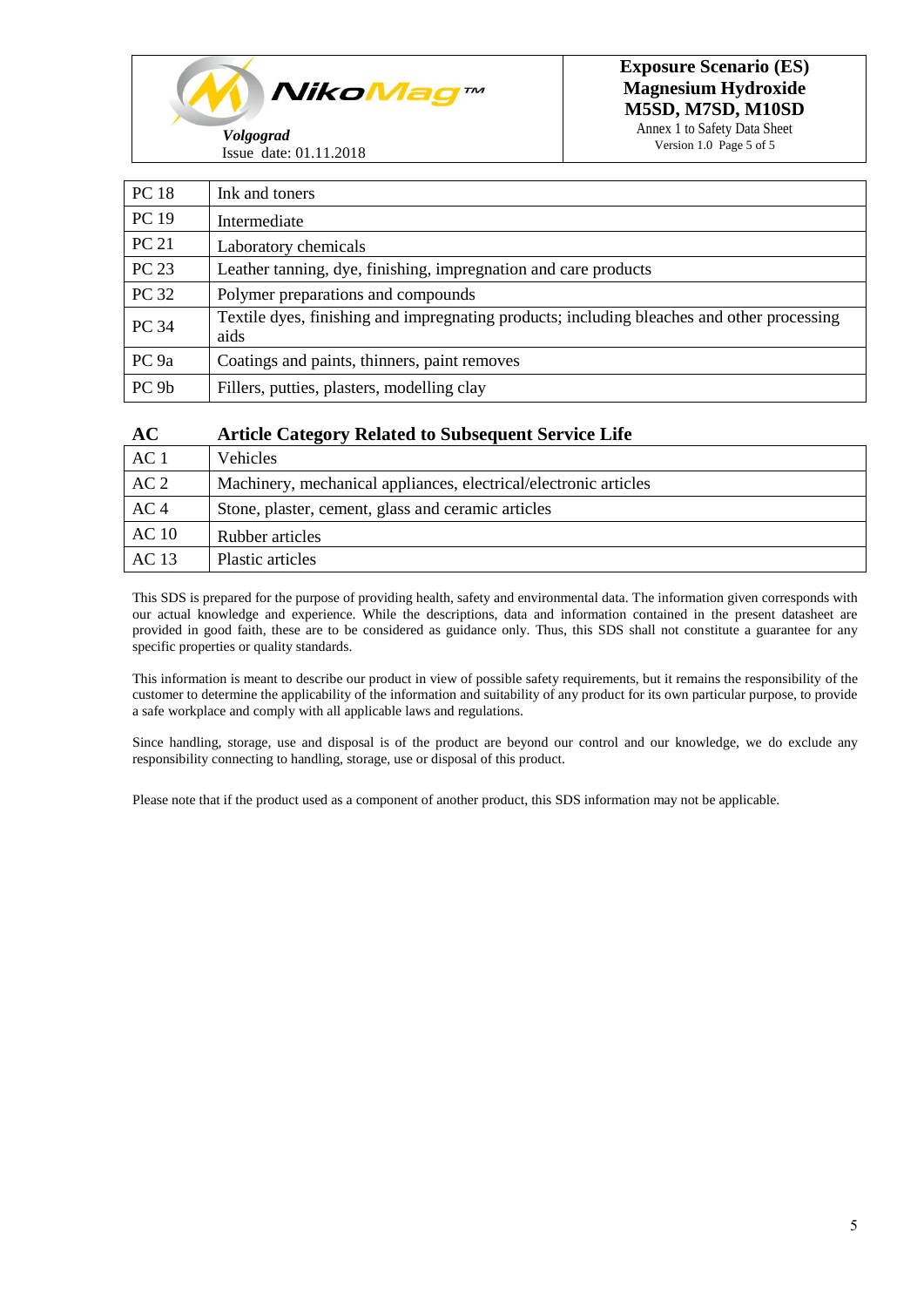| | |
|---|---|
| PC 18 | Ink and toners |
| PC 19 | Intermediate |
| PC 21 | Laboratory chemicals |
| PC 23 | Leather tanning, dye, finishing, impregnation and care products |
| PC 32 | Polymer preparations and compounds |
| PC 34 | Textile dyes, finishing and impregnating products; including bleaches and other processing aids |
| PC 9a | Coatings and paints, thinners, paint removes |
| PC 9b | Fillers, putties, plasters, modelling clay |

| AC | Article Category Related to Subsequent Service Life |
|---|---|
| AC 1 | Vehicles |
| AC 2 | Machinery, mechanical appliances, electrical/electronic articles |
| AC 4 | Stone, plaster, cement, glass and ceramic articles |
| AC 10 | Rubber articles |
| AC 13 | Plastic articles |

This SDS is prepared for the purpose of providing health, safety and environmental data. The information given corresponds with our actual knowledge and experience. While the descriptions, data and information contained in the present datasheet are provided in good faith, these are to be considered as guidance only. Thus, this SDS shall not constitute a guarantee for any specific properties or quality standards.

This information is meant to describe our product in view of possible safety requirements, but it remains the responsibility of the customer to determine the applicability of the information and suitability of any product for its own particular purpose, to provide a safe workplace and comply with all applicable laws and regulations.

Since handling, storage, use and disposal is of the product are beyond our control and our knowledge, we do exclude any responsibility connecting to handling, storage, use or disposal of this product.

Please note that if the product used as a component of another product, this SDS information may not be applicable.